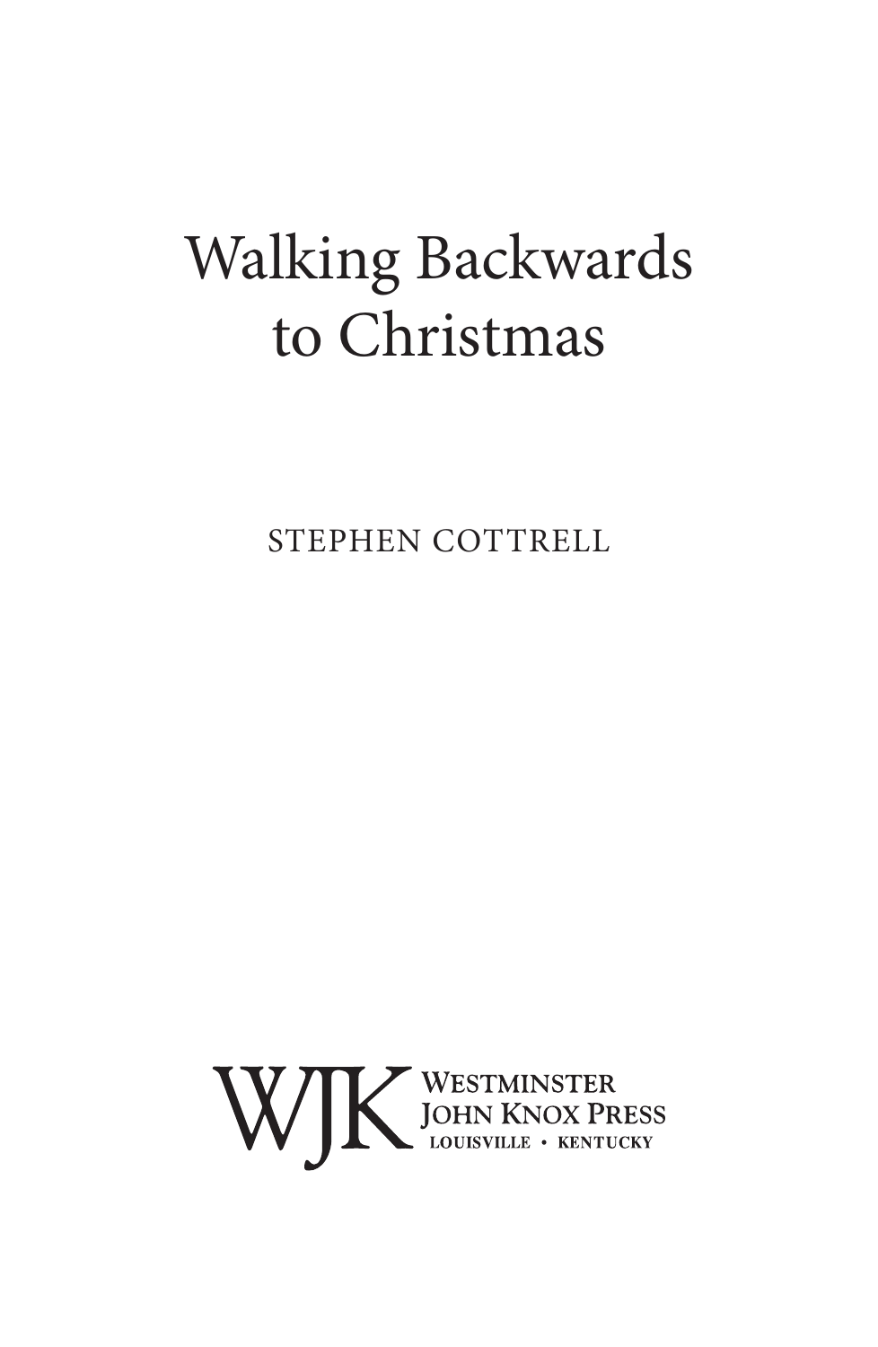# Walking Backwards to Christmas

STEPHEN COTTRELL

WJK Westminster John Knox Press
LOUISVILLE • KENTUCKY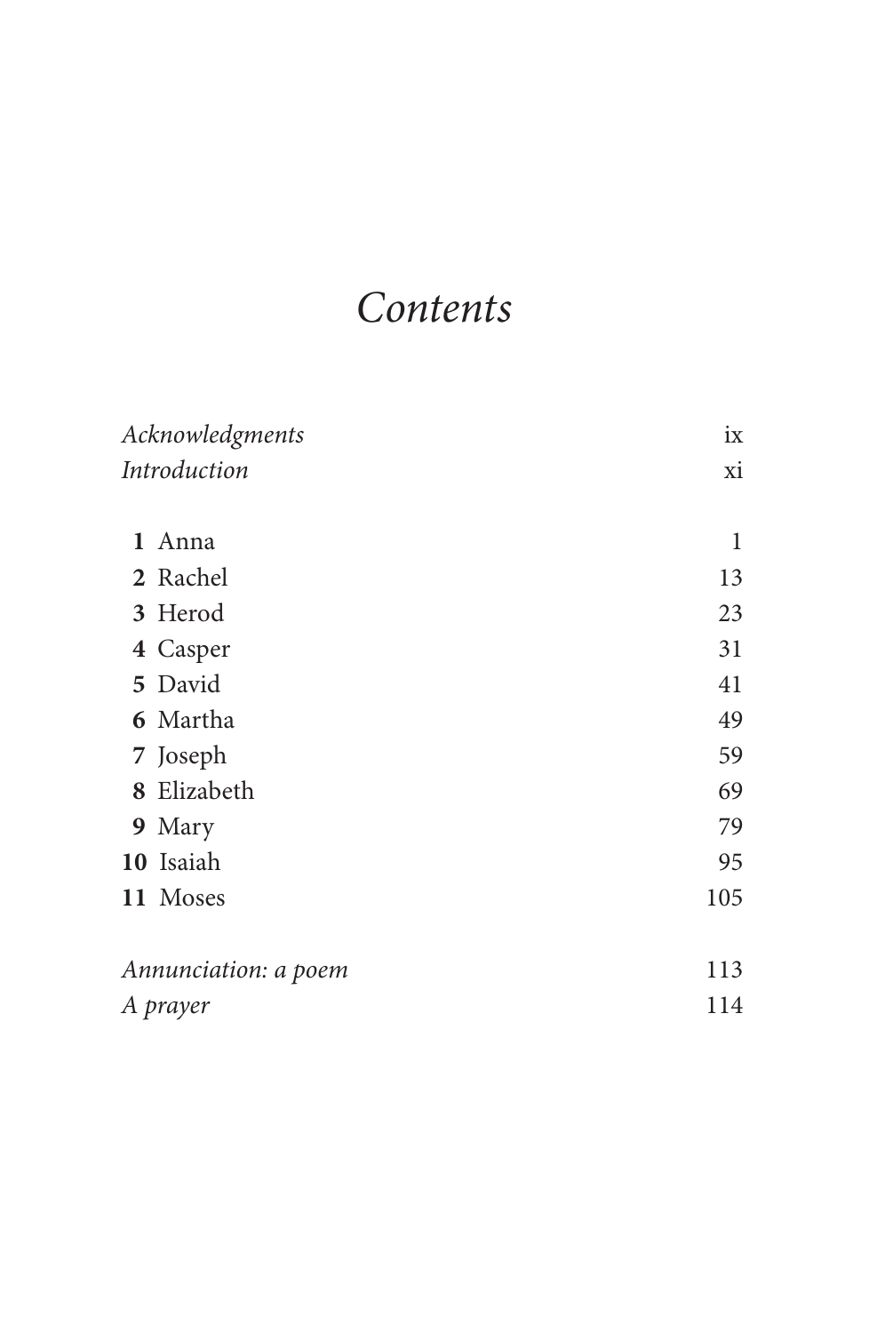# *Contents*

| | |
|---|---|
| *Acknowledgments* | ix |
| *Introduction* | xi |
| | |
| **1** Anna | 1 |
| **2** Rachel | 13 |
| **3** Herod | 23 |
| **4** Casper | 31 |
| **5** David | 41 |
| **6** Martha | 49 |
| **7** Joseph | 59 |
| **8** Elizabeth | 69 |
| **9** Mary | 79 |
| **10** Isaiah | 95 |
| **11** Moses | 105 |
| | |
| *Annunciation: a poem* | 113 |
| *A prayer* | 114 |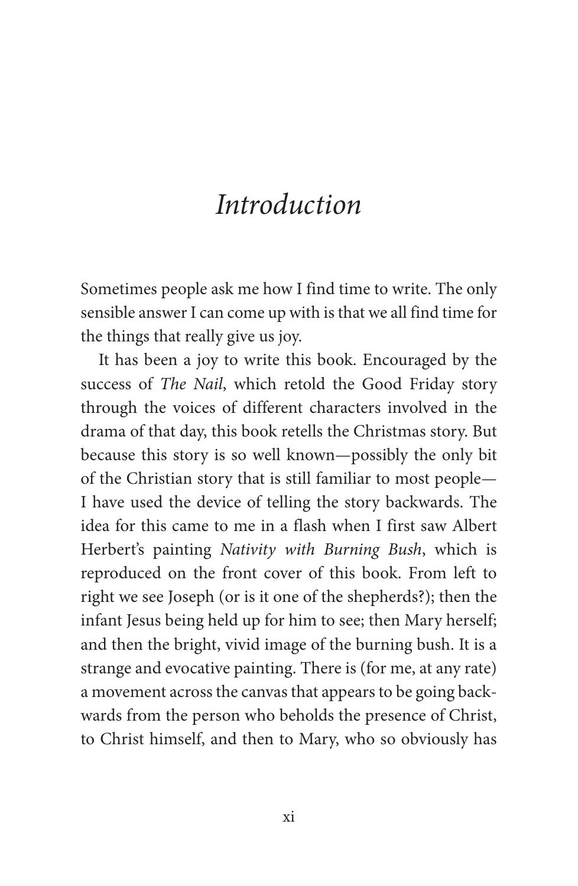# *Introduction*

Sometimes people ask me how I find time to write. The only sensible answer I can come up with is that we all find time for the things that really give us joy.

It has been a joy to write this book. Encouraged by the success of *The Nail*, which retold the Good Friday story through the voices of different characters involved in the drama of that day, this book retells the Christmas story. But because this story is so well known—possibly the only bit of the Christian story that is still familiar to most people—I have used the device of telling the story backwards. The idea for this came to me in a flash when I first saw Albert Herbert's painting *Nativity with Burning Bush*, which is reproduced on the front cover of this book. From left to right we see Joseph (or is it one of the shepherds?); then the infant Jesus being held up for him to see; then Mary herself; and then the bright, vivid image of the burning bush. It is a strange and evocative painting. There is (for me, at any rate) a movement across the canvas that appears to be going backwards from the person who beholds the presence of Christ, to Christ himself, and then to Mary, who so obviously has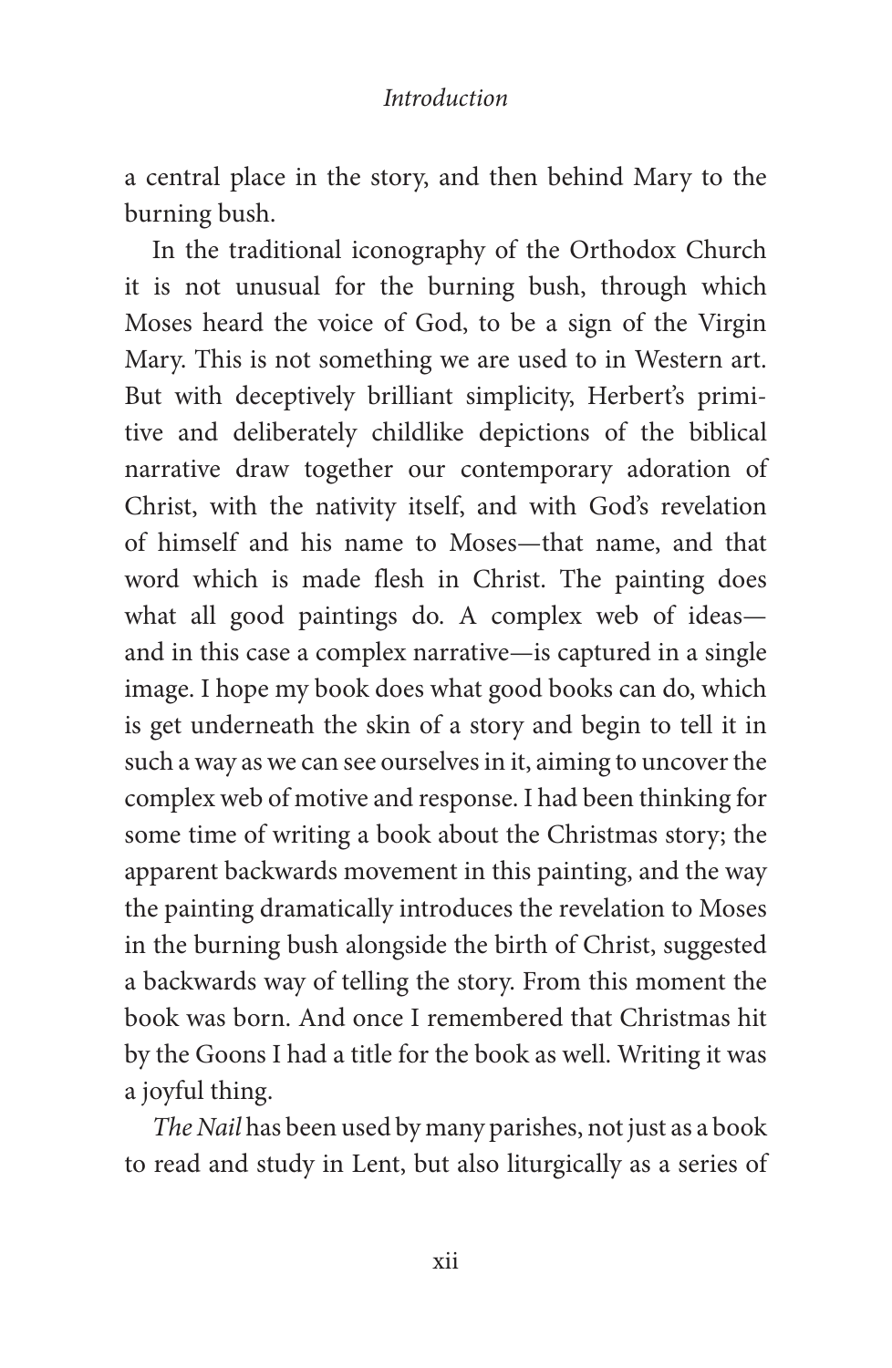a central place in the story, and then behind Mary to the burning bush.

In the traditional iconography of the Orthodox Church it is not unusual for the burning bush, through which Moses heard the voice of God, to be a sign of the Virgin Mary. This is not something we are used to in Western art. But with deceptively brilliant simplicity, Herbert's primitive and deliberately childlike depictions of the biblical narrative draw together our contemporary adoration of Christ, with the nativity itself, and with God's revelation of himself and his name to Moses—that name, and that word which is made flesh in Christ. The painting does what all good paintings do. A complex web of ideas—and in this case a complex narrative—is captured in a single image. I hope my book does what good books can do, which is get underneath the skin of a story and begin to tell it in such a way as we can see ourselves in it, aiming to uncover the complex web of motive and response. I had been thinking for some time of writing a book about the Christmas story; the apparent backwards movement in this painting, and the way the painting dramatically introduces the revelation to Moses in the burning bush alongside the birth of Christ, suggested a backwards way of telling the story. From this moment the book was born. And once I remembered that Christmas hit by the Goons I had a title for the book as well. Writing it was a joyful thing.

*The Nail* has been used by many parishes, not just as a book to read and study in Lent, but also liturgically as a series of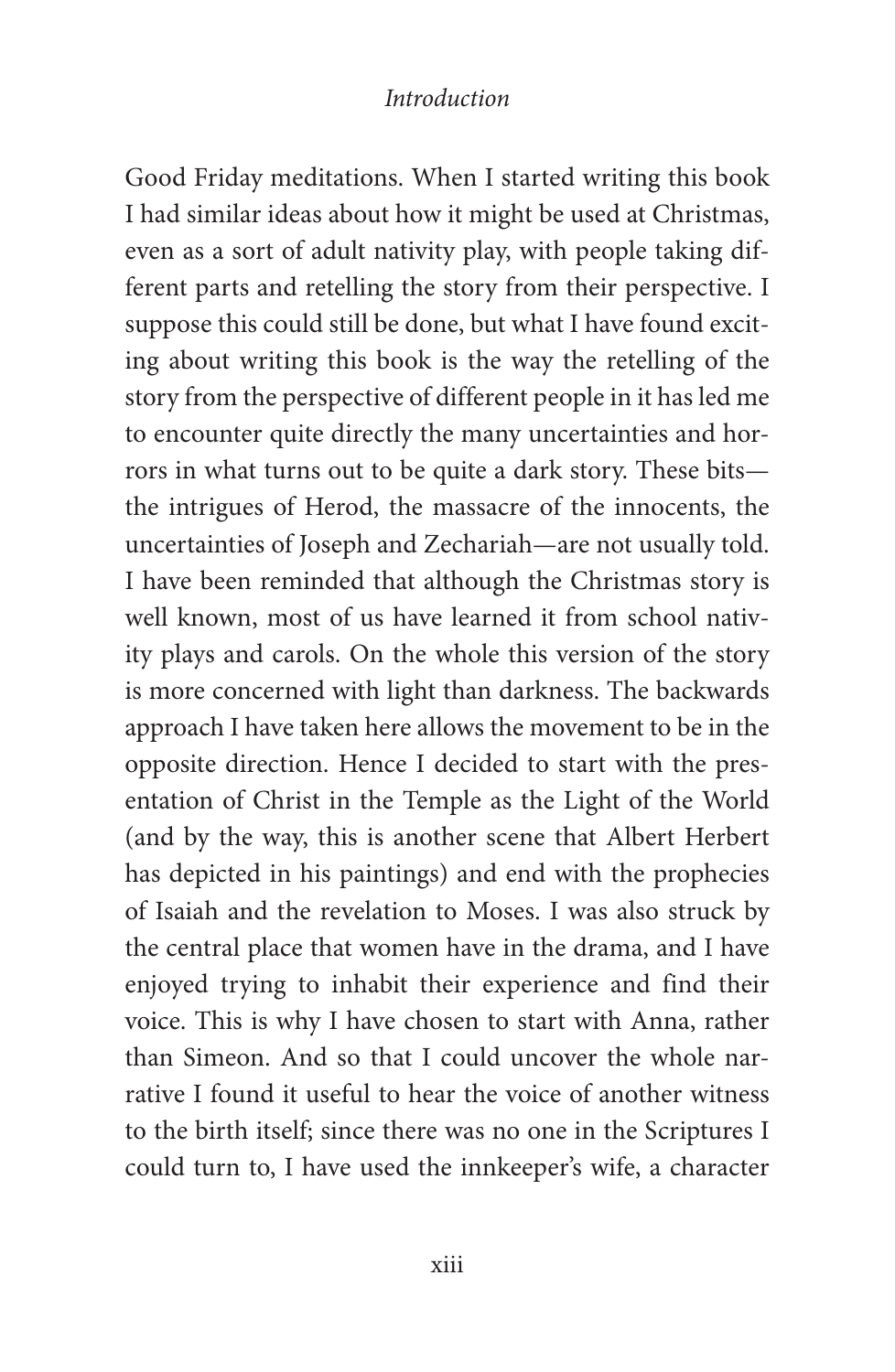Good Friday meditations. When I started writing this book I had similar ideas about how it might be used at Christmas, even as a sort of adult nativity play, with people taking different parts and retelling the story from their perspective. I suppose this could still be done, but what I have found exciting about writing this book is the way the retelling of the story from the perspective of different people in it has led me to encounter quite directly the many uncertainties and horrors in what turns out to be quite a dark story. These bits—the intrigues of Herod, the massacre of the innocents, the uncertainties of Joseph and Zechariah—are not usually told. I have been reminded that although the Christmas story is well known, most of us have learned it from school nativity plays and carols. On the whole this version of the story is more concerned with light than darkness. The backwards approach I have taken here allows the movement to be in the opposite direction. Hence I decided to start with the presentation of Christ in the Temple as the Light of the World (and by the way, this is another scene that Albert Herbert has depicted in his paintings) and end with the prophecies of Isaiah and the revelation to Moses. I was also struck by the central place that women have in the drama, and I have enjoyed trying to inhabit their experience and find their voice. This is why I have chosen to start with Anna, rather than Simeon. And so that I could uncover the whole narrative I found it useful to hear the voice of another witness to the birth itself; since there was no one in the Scriptures I could turn to, I have used the innkeeper's wife, a character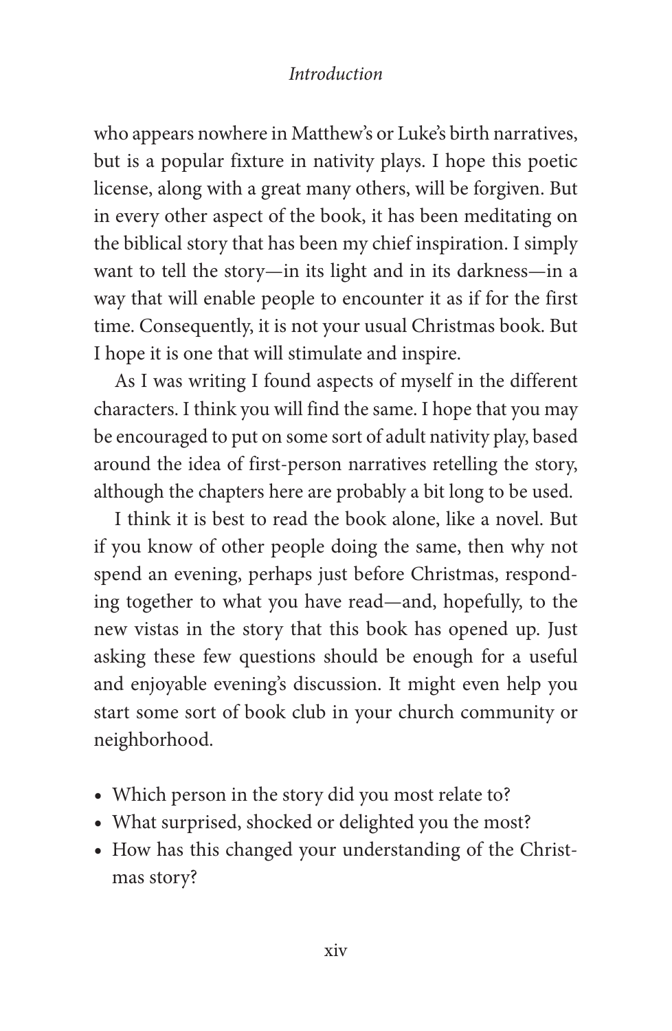who appears nowhere in Matthew's or Luke's birth narratives, but is a popular fixture in nativity plays. I hope this poetic license, along with a great many others, will be forgiven. But in every other aspect of the book, it has been meditating on the biblical story that has been my chief inspiration. I simply want to tell the story—in its light and in its darkness—in a way that will enable people to encounter it as if for the first time. Consequently, it is not your usual Christmas book. But I hope it is one that will stimulate and inspire.

As I was writing I found aspects of myself in the different characters. I think you will find the same. I hope that you may be encouraged to put on some sort of adult nativity play, based around the idea of first-person narratives retelling the story, although the chapters here are probably a bit long to be used.

I think it is best to read the book alone, like a novel. But if you know of other people doing the same, then why not spend an evening, perhaps just before Christmas, responding together to what you have read—and, hopefully, to the new vistas in the story that this book has opened up. Just asking these few questions should be enough for a useful and enjoyable evening's discussion. It might even help you start some sort of book club in your church community or neighborhood.

- Which person in the story did you most relate to?
- What surprised, shocked or delighted you the most?
- How has this changed your understanding of the Christmas story?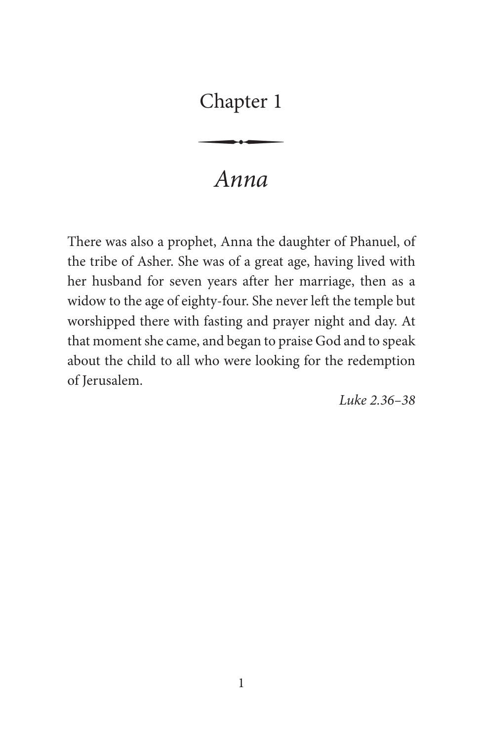# Chapter 1

## *Anna*

There was also a prophet, Anna the daughter of Phanuel, of the tribe of Asher. She was of a great age, having lived with her husband for seven years after her marriage, then as a widow to the age of eighty-four. She never left the temple but worshipped there with fasting and prayer night and day. At that moment she came, and began to praise God and to speak about the child to all who were looking for the redemption of Jerusalem.

*Luke 2.36–38*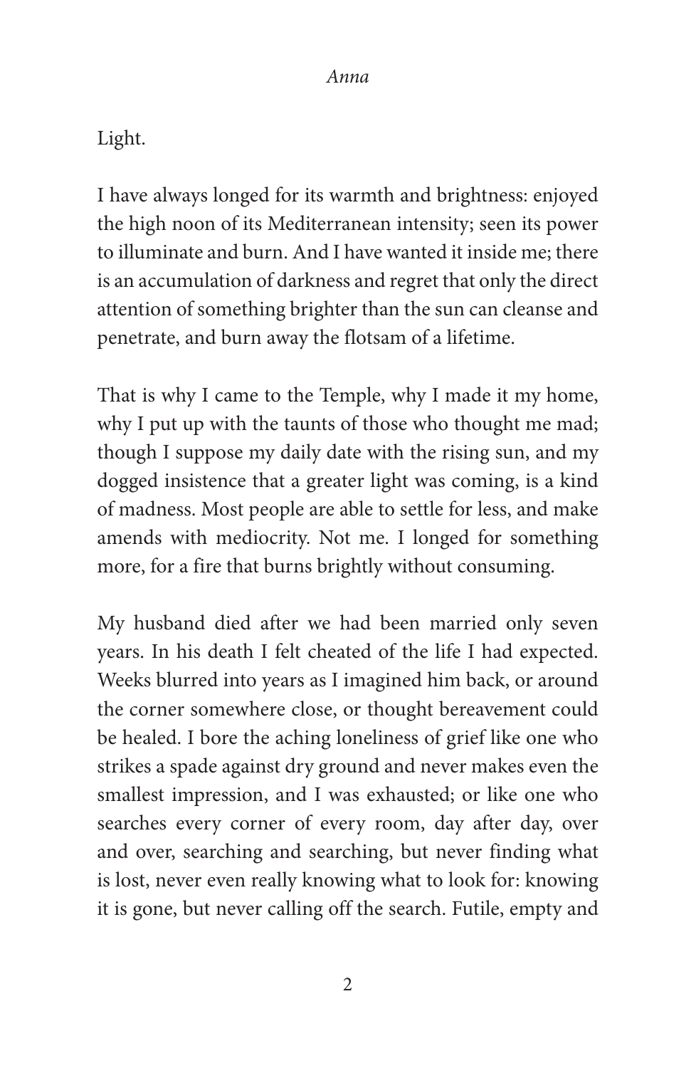Light.

I have always longed for its warmth and brightness: enjoyed the high noon of its Mediterranean intensity; seen its power to illuminate and burn. And I have wanted it inside me; there is an accumulation of darkness and regret that only the direct attention of something brighter than the sun can cleanse and penetrate, and burn away the flotsam of a lifetime.

That is why I came to the Temple, why I made it my home, why I put up with the taunts of those who thought me mad; though I suppose my daily date with the rising sun, and my dogged insistence that a greater light was coming, is a kind of madness. Most people are able to settle for less, and make amends with mediocrity. Not me. I longed for something more, for a fire that burns brightly without consuming.

My husband died after we had been married only seven years. In his death I felt cheated of the life I had expected. Weeks blurred into years as I imagined him back, or around the corner somewhere close, or thought bereavement could be healed. I bore the aching loneliness of grief like one who strikes a spade against dry ground and never makes even the smallest impression, and I was exhausted; or like one who searches every corner of every room, day after day, over and over, searching and searching, but never finding what is lost, never even really knowing what to look for: knowing it is gone, but never calling off the search. Futile, empty and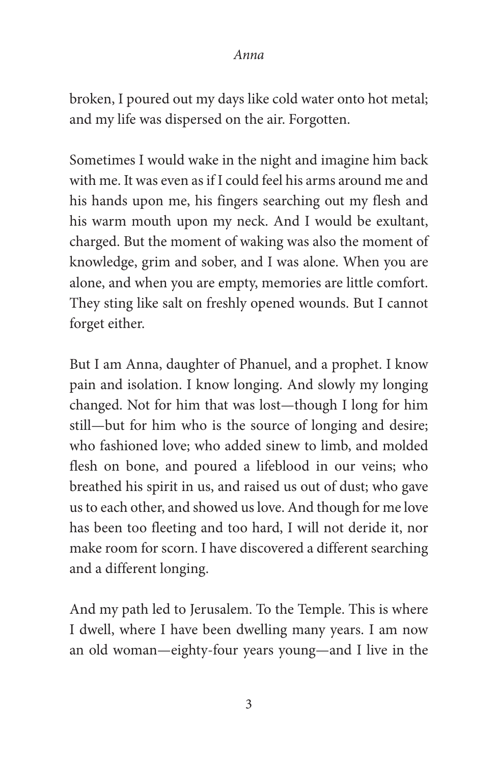broken, I poured out my days like cold water onto hot metal; and my life was dispersed on the air. Forgotten.

Sometimes I would wake in the night and imagine him back with me. It was even as if I could feel his arms around me and his hands upon me, his fingers searching out my flesh and his warm mouth upon my neck. And I would be exultant, charged. But the moment of waking was also the moment of knowledge, grim and sober, and I was alone. When you are alone, and when you are empty, memories are little comfort. They sting like salt on freshly opened wounds. But I cannot forget either.

But I am Anna, daughter of Phanuel, and a prophet. I know pain and isolation. I know longing. And slowly my longing changed. Not for him that was lost—though I long for him still—but for him who is the source of longing and desire; who fashioned love; who added sinew to limb, and molded flesh on bone, and poured a lifeblood in our veins; who breathed his spirit in us, and raised us out of dust; who gave us to each other, and showed us love. And though for me love has been too fleeting and too hard, I will not deride it, nor make room for scorn. I have discovered a different searching and a different longing.

And my path led to Jerusalem. To the Temple. This is where I dwell, where I have been dwelling many years. I am now an old woman—eighty-four years young—and I live in the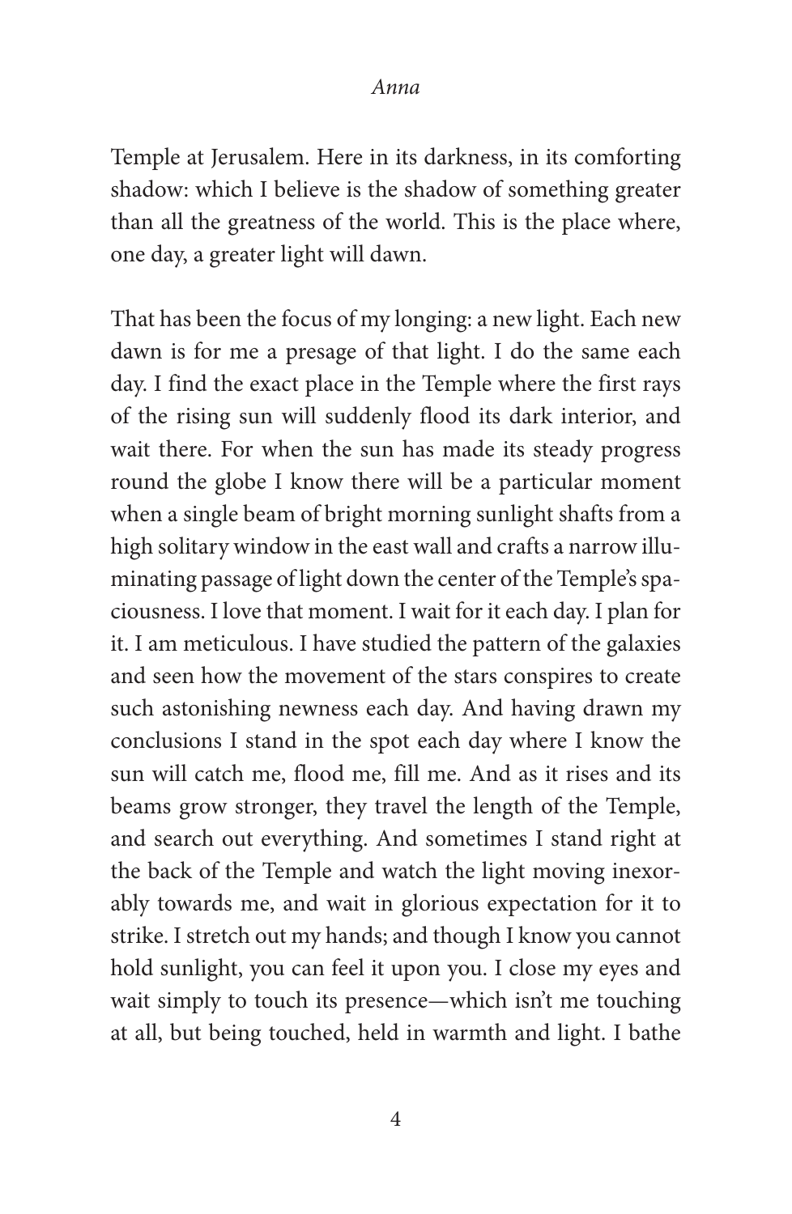Temple at Jerusalem. Here in its darkness, in its comforting shadow: which I believe is the shadow of something greater than all the greatness of the world. This is the place where, one day, a greater light will dawn.

That has been the focus of my longing: a new light. Each new dawn is for me a presage of that light. I do the same each day. I find the exact place in the Temple where the first rays of the rising sun will suddenly flood its dark interior, and wait there. For when the sun has made its steady progress round the globe I know there will be a particular moment when a single beam of bright morning sunlight shafts from a high solitary window in the east wall and crafts a narrow illuminating passage of light down the center of the Temple's spaciousness. I love that moment. I wait for it each day. I plan for it. I am meticulous. I have studied the pattern of the galaxies and seen how the movement of the stars conspires to create such astonishing newness each day. And having drawn my conclusions I stand in the spot each day where I know the sun will catch me, flood me, fill me. And as it rises and its beams grow stronger, they travel the length of the Temple, and search out everything. And sometimes I stand right at the back of the Temple and watch the light moving inexorably towards me, and wait in glorious expectation for it to strike. I stretch out my hands; and though I know you cannot hold sunlight, you can feel it upon you. I close my eyes and wait simply to touch its presence—which isn't me touching at all, but being touched, held in warmth and light. I bathe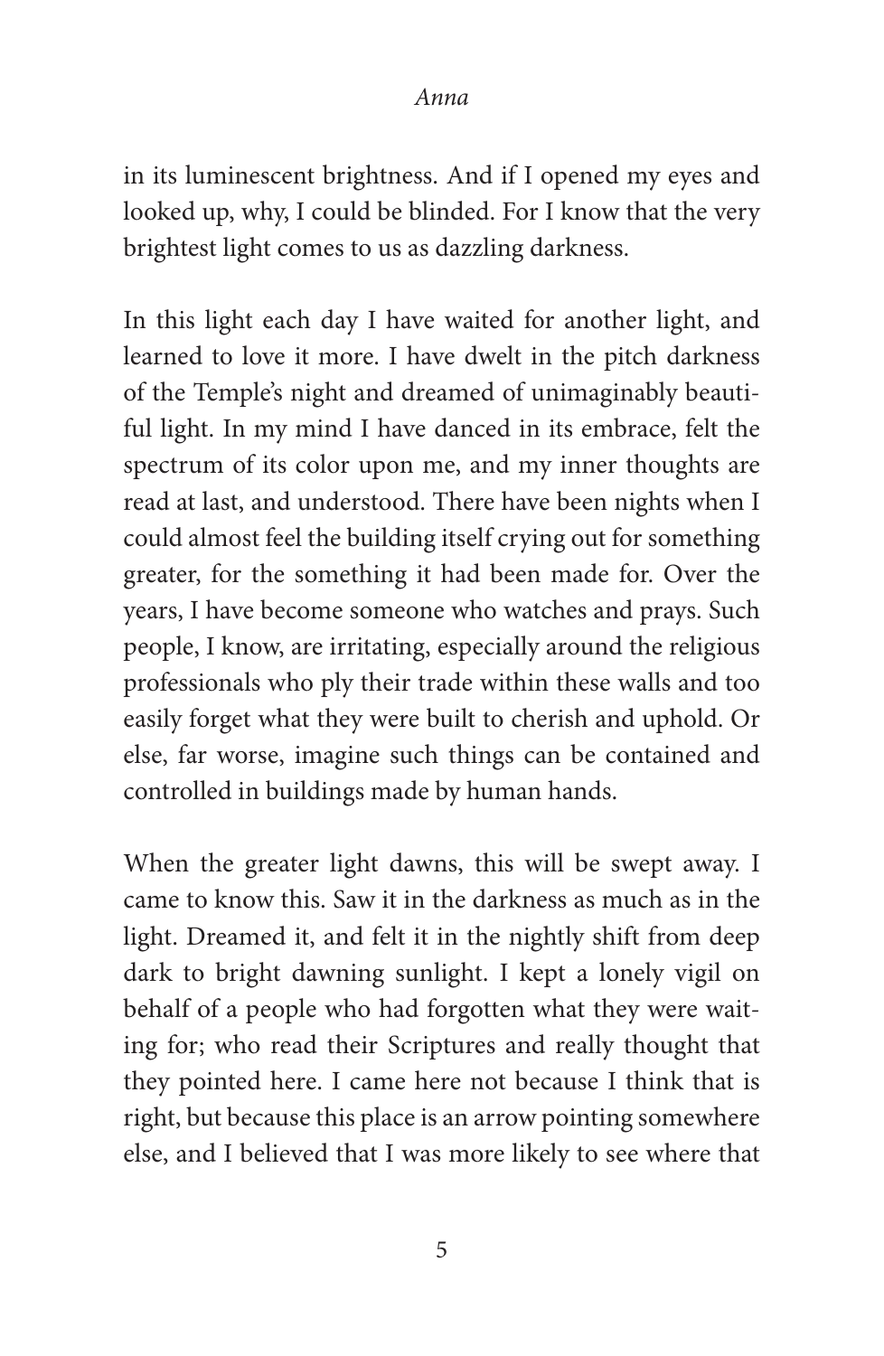in its luminescent brightness. And if I opened my eyes and looked up, why, I could be blinded. For I know that the very brightest light comes to us as dazzling darkness.

In this light each day I have waited for another light, and learned to love it more. I have dwelt in the pitch darkness of the Temple's night and dreamed of unimaginably beautiful light. In my mind I have danced in its embrace, felt the spectrum of its color upon me, and my inner thoughts are read at last, and understood. There have been nights when I could almost feel the building itself crying out for something greater, for the something it had been made for. Over the years, I have become someone who watches and prays. Such people, I know, are irritating, especially around the religious professionals who ply their trade within these walls and too easily forget what they were built to cherish and uphold. Or else, far worse, imagine such things can be contained and controlled in buildings made by human hands.

When the greater light dawns, this will be swept away. I came to know this. Saw it in the darkness as much as in the light. Dreamed it, and felt it in the nightly shift from deep dark to bright dawning sunlight. I kept a lonely vigil on behalf of a people who had forgotten what they were waiting for; who read their Scriptures and really thought that they pointed here. I came here not because I think that is right, but because this place is an arrow pointing somewhere else, and I believed that I was more likely to see where that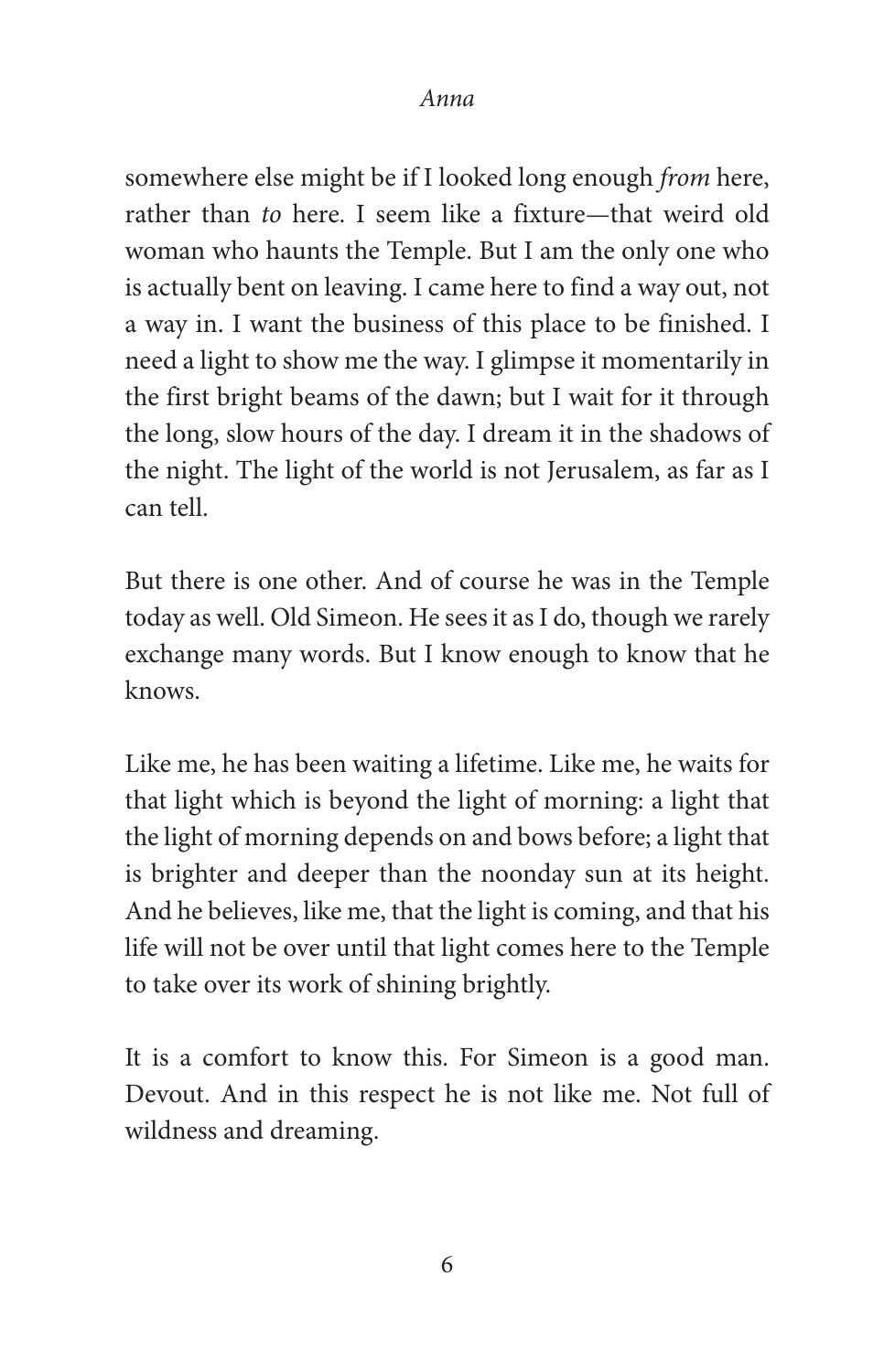somewhere else might be if I looked long enough *from* here, rather than *to* here. I seem like a fixture—that weird old woman who haunts the Temple. But I am the only one who is actually bent on leaving. I came here to find a way out, not a way in. I want the business of this place to be finished. I need a light to show me the way. I glimpse it momentarily in the first bright beams of the dawn; but I wait for it through the long, slow hours of the day. I dream it in the shadows of the night. The light of the world is not Jerusalem, as far as I can tell.

But there is one other. And of course he was in the Temple today as well. Old Simeon. He sees it as I do, though we rarely exchange many words. But I know enough to know that he knows.

Like me, he has been waiting a lifetime. Like me, he waits for that light which is beyond the light of morning: a light that the light of morning depends on and bows before; a light that is brighter and deeper than the noonday sun at its height. And he believes, like me, that the light is coming, and that his life will not be over until that light comes here to the Temple to take over its work of shining brightly.

It is a comfort to know this. For Simeon is a good man. Devout. And in this respect he is not like me. Not full of wildness and dreaming.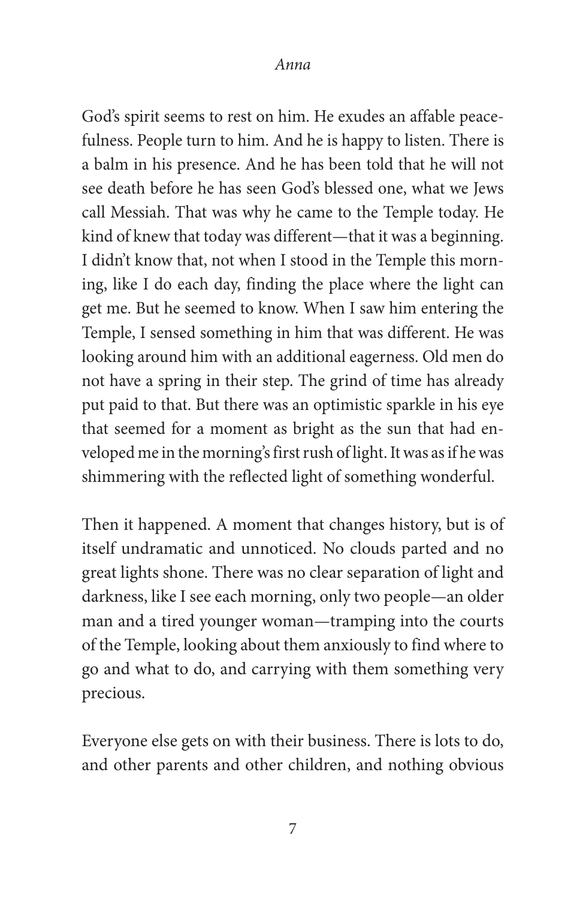God's spirit seems to rest on him. He exudes an affable peacefulness. People turn to him. And he is happy to listen. There is a balm in his presence. And he has been told that he will not see death before he has seen God's blessed one, what we Jews call Messiah. That was why he came to the Temple today. He kind of knew that today was different—that it was a beginning. I didn't know that, not when I stood in the Temple this morning, like I do each day, finding the place where the light can get me. But he seemed to know. When I saw him entering the Temple, I sensed something in him that was different. He was looking around him with an additional eagerness. Old men do not have a spring in their step. The grind of time has already put paid to that. But there was an optimistic sparkle in his eye that seemed for a moment as bright as the sun that had enveloped me in the morning's first rush of light. It was as if he was shimmering with the reflected light of something wonderful.

Then it happened. A moment that changes history, but is of itself undramatic and unnoticed. No clouds parted and no great lights shone. There was no clear separation of light and darkness, like I see each morning, only two people—an older man and a tired younger woman—tramping into the courts of the Temple, looking about them anxiously to find where to go and what to do, and carrying with them something very precious.

Everyone else gets on with their business. There is lots to do, and other parents and other children, and nothing obvious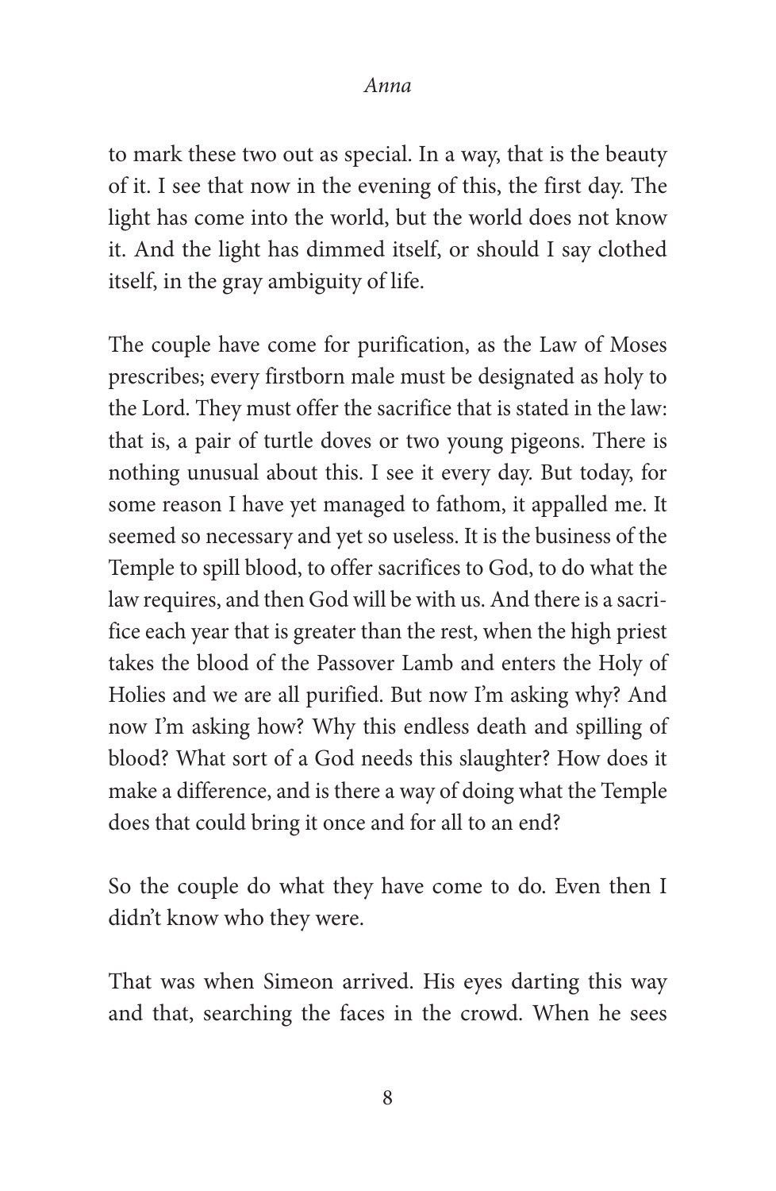to mark these two out as special. In a way, that is the beauty of it. I see that now in the evening of this, the first day. The light has come into the world, but the world does not know it. And the light has dimmed itself, or should I say clothed itself, in the gray ambiguity of life.

The couple have come for purification, as the Law of Moses prescribes; every firstborn male must be designated as holy to the Lord. They must offer the sacrifice that is stated in the law: that is, a pair of turtle doves or two young pigeons. There is nothing unusual about this. I see it every day. But today, for some reason I have yet managed to fathom, it appalled me. It seemed so necessary and yet so useless. It is the business of the Temple to spill blood, to offer sacrifices to God, to do what the law requires, and then God will be with us. And there is a sacrifice each year that is greater than the rest, when the high priest takes the blood of the Passover Lamb and enters the Holy of Holies and we are all purified. But now I'm asking why? And now I'm asking how? Why this endless death and spilling of blood? What sort of a God needs this slaughter? How does it make a difference, and is there a way of doing what the Temple does that could bring it once and for all to an end?

So the couple do what they have come to do. Even then I didn't know who they were.

That was when Simeon arrived. His eyes darting this way and that, searching the faces in the crowd. When he sees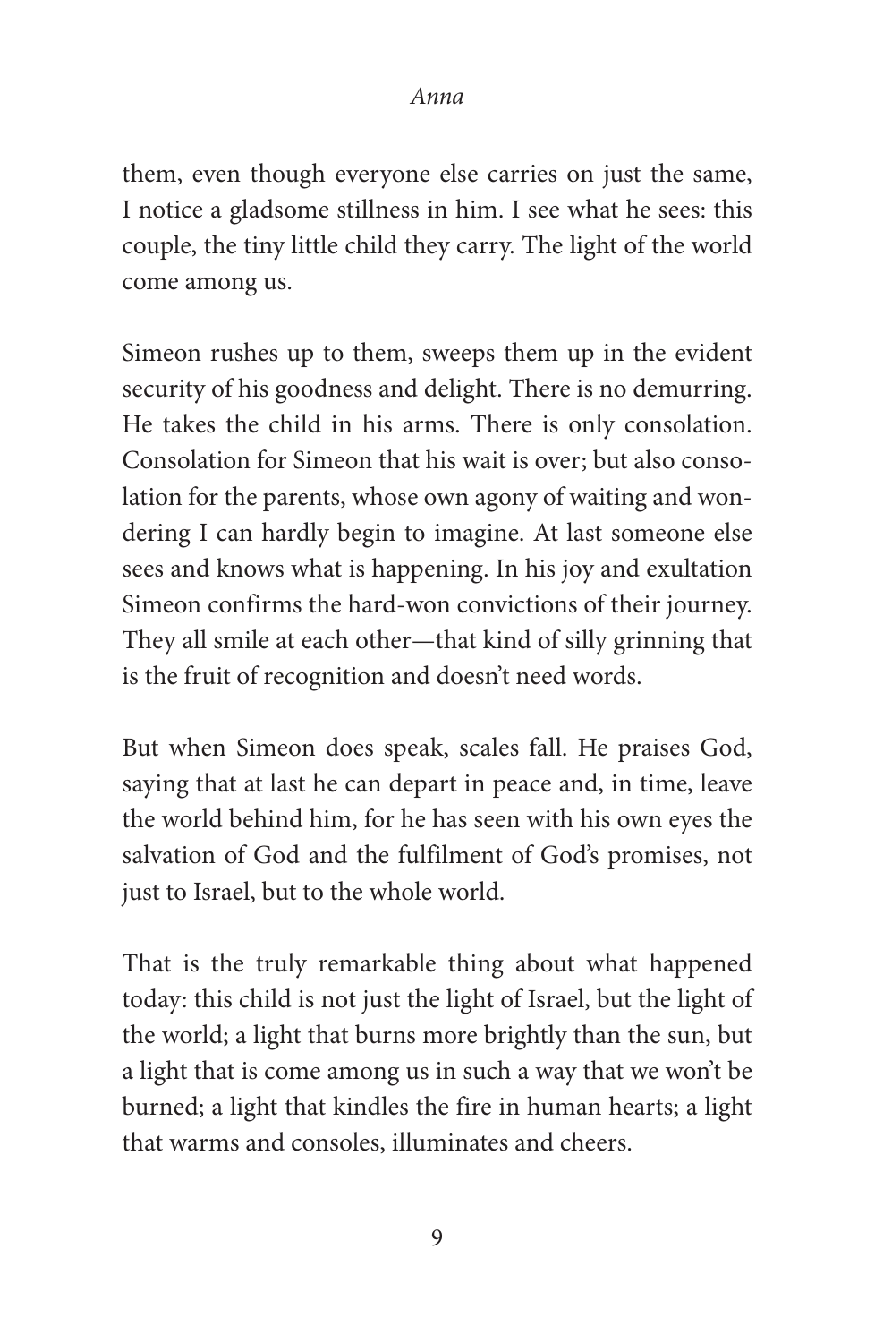them, even though everyone else carries on just the same, I notice a gladsome stillness in him. I see what he sees: this couple, the tiny little child they carry. The light of the world come among us.

Simeon rushes up to them, sweeps them up in the evident security of his goodness and delight. There is no demurring. He takes the child in his arms. There is only consolation. Consolation for Simeon that his wait is over; but also consolation for the parents, whose own agony of waiting and wondering I can hardly begin to imagine. At last someone else sees and knows what is happening. In his joy and exultation Simeon confirms the hard-won convictions of their journey. They all smile at each other—that kind of silly grinning that is the fruit of recognition and doesn't need words.

But when Simeon does speak, scales fall. He praises God, saying that at last he can depart in peace and, in time, leave the world behind him, for he has seen with his own eyes the salvation of God and the fulfilment of God's promises, not just to Israel, but to the whole world.

That is the truly remarkable thing about what happened today: this child is not just the light of Israel, but the light of the world; a light that burns more brightly than the sun, but a light that is come among us in such a way that we won't be burned; a light that kindles the fire in human hearts; a light that warms and consoles, illuminates and cheers.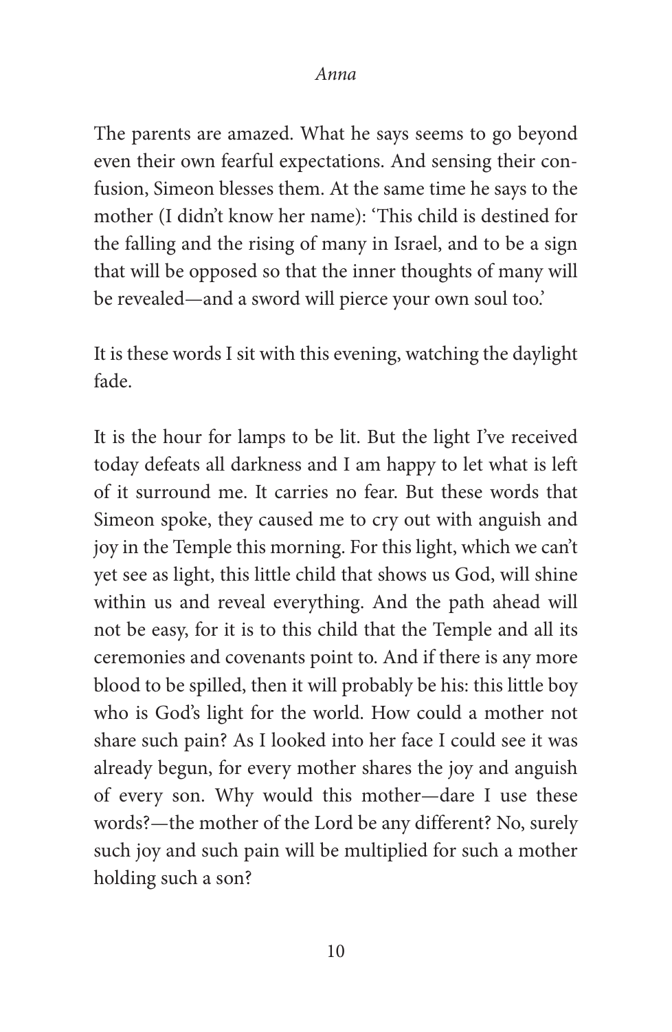The parents are amazed. What he says seems to go beyond even their own fearful expectations. And sensing their confusion, Simeon blesses them. At the same time he says to the mother (I didn't know her name): 'This child is destined for the falling and the rising of many in Israel, and to be a sign that will be opposed so that the inner thoughts of many will be revealed—and a sword will pierce your own soul too.'

It is these words I sit with this evening, watching the daylight fade.

It is the hour for lamps to be lit. But the light I've received today defeats all darkness and I am happy to let what is left of it surround me. It carries no fear. But these words that Simeon spoke, they caused me to cry out with anguish and joy in the Temple this morning. For this light, which we can't yet see as light, this little child that shows us God, will shine within us and reveal everything. And the path ahead will not be easy, for it is to this child that the Temple and all its ceremonies and covenants point to. And if there is any more blood to be spilled, then it will probably be his: this little boy who is God's light for the world. How could a mother not share such pain? As I looked into her face I could see it was already begun, for every mother shares the joy and anguish of every son. Why would this mother—dare I use these words?—the mother of the Lord be any different? No, surely such joy and such pain will be multiplied for such a mother holding such a son?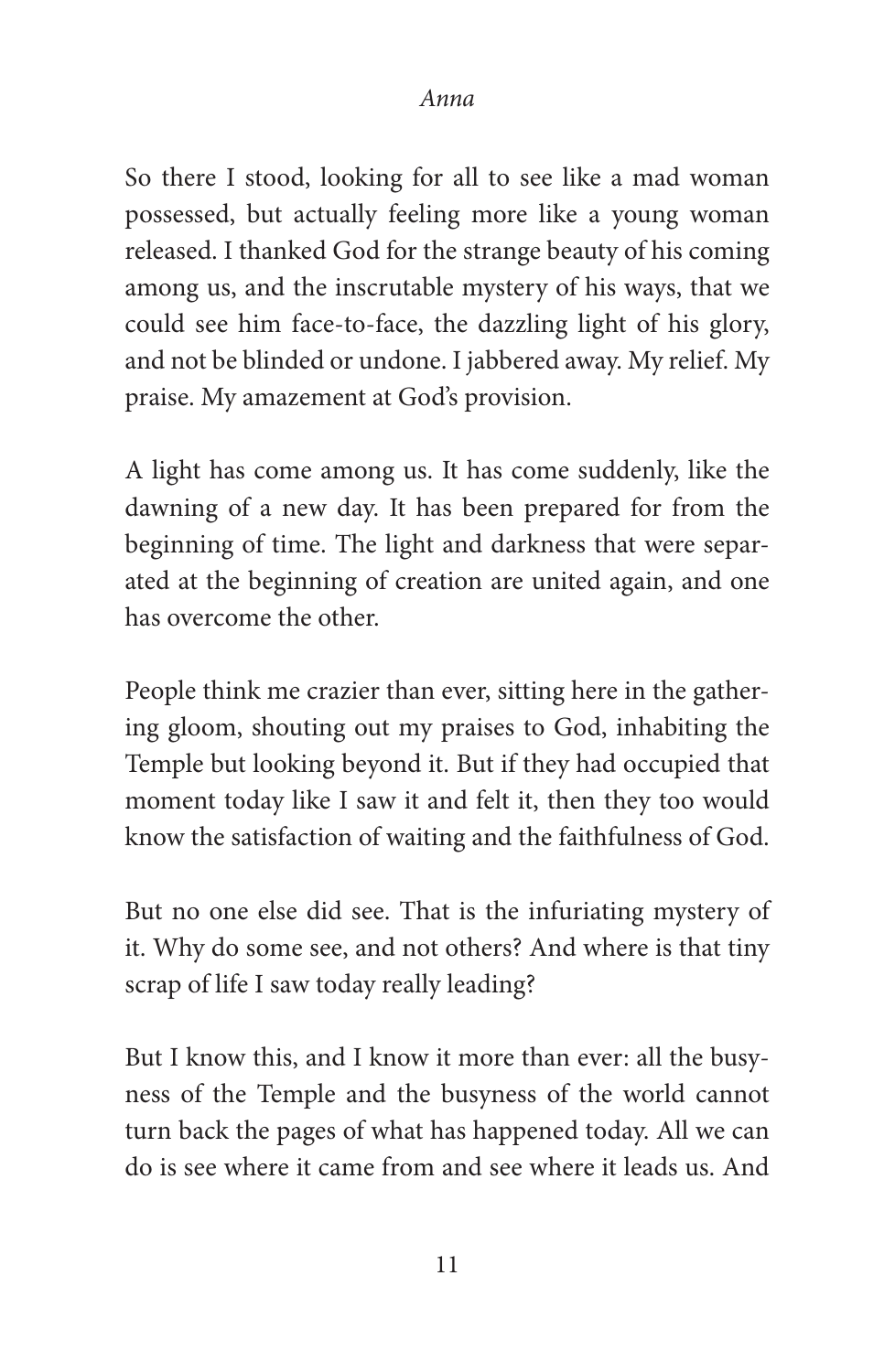So there I stood, looking for all to see like a mad woman possessed, but actually feeling more like a young woman released. I thanked God for the strange beauty of his coming among us, and the inscrutable mystery of his ways, that we could see him face-to-face, the dazzling light of his glory, and not be blinded or undone. I jabbered away. My relief. My praise. My amazement at God's provision.

A light has come among us. It has come suddenly, like the dawning of a new day. It has been prepared for from the beginning of time. The light and darkness that were separated at the beginning of creation are united again, and one has overcome the other.

People think me crazier than ever, sitting here in the gathering gloom, shouting out my praises to God, inhabiting the Temple but looking beyond it. But if they had occupied that moment today like I saw it and felt it, then they too would know the satisfaction of waiting and the faithfulness of God.

But no one else did see. That is the infuriating mystery of it. Why do some see, and not others? And where is that tiny scrap of life I saw today really leading?

But I know this, and I know it more than ever: all the busyness of the Temple and the busyness of the world cannot turn back the pages of what has happened today. All we can do is see where it came from and see where it leads us. And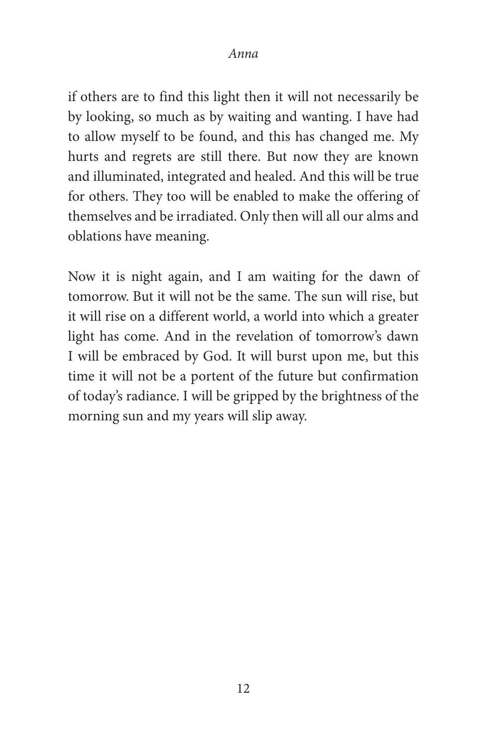if others are to find this light then it will not necessarily be by looking, so much as by waiting and wanting. I have had to allow myself to be found, and this has changed me. My hurts and regrets are still there. But now they are known and illuminated, integrated and healed. And this will be true for others. They too will be enabled to make the offering of themselves and be irradiated. Only then will all our alms and oblations have meaning.

Now it is night again, and I am waiting for the dawn of tomorrow. But it will not be the same. The sun will rise, but it will rise on a different world, a world into which a greater light has come. And in the revelation of tomorrow's dawn I will be embraced by God. It will burst upon me, but this time it will not be a portent of the future but confirmation of today's radiance. I will be gripped by the brightness of the morning sun and my years will slip away.